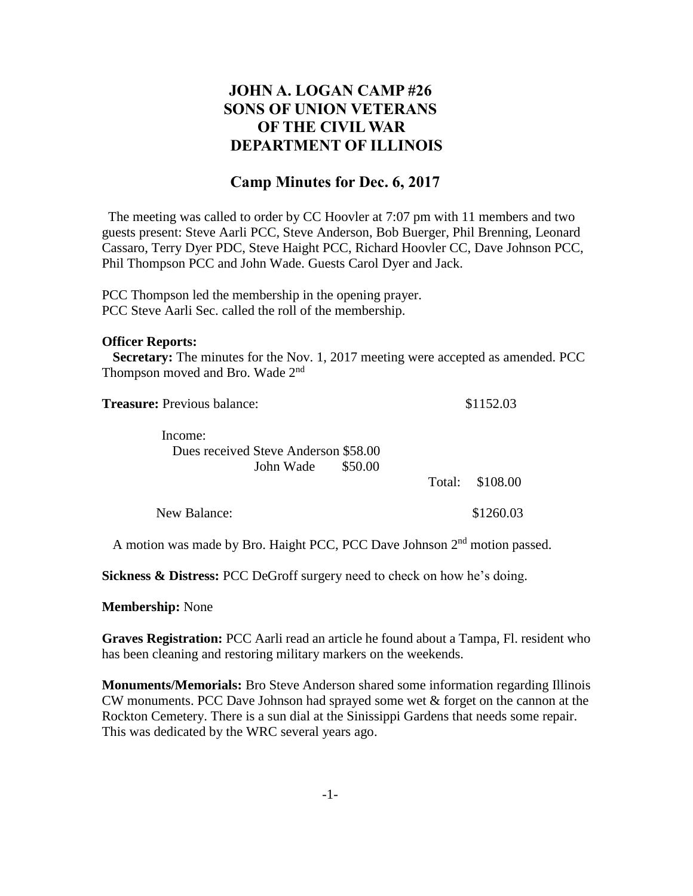# JOHN A. LOGAN CAMP #26
# SONS OF UNION VETERANS
# OF THE CIVIL WAR
# DEPARTMENT OF ILLINOIS

## Camp Minutes for Dec. 6, 2017

The meeting was called to order by CC Hoovler at 7:07 pm with 11 members and two guests present: Steve Aarli PCC, Steve Anderson, Bob Buerger, Phil Brenning, Leonard Cassaro, Terry Dyer PDC, Steve Haight PCC, Richard Hoovler CC, Dave Johnson PCC, Phil Thompson PCC and John Wade. Guests Carol Dyer and Jack.

PCC Thompson led the membership in the opening prayer.
PCC Steve Aarli Sec. called the roll of the membership.

**Officer Reports:**

**Secretary:** The minutes for the Nov. 1, 2017 meeting were accepted as amended. PCC Thompson moved and Bro. Wade 2nd

**Treasure:** Previous balance: $1152.03

Income:
Dues received Steve Anderson $58.00
John Wade $50.00
Total: $108.00

New Balance: $1260.03

A motion was made by Bro. Haight PCC, PCC Dave Johnson 2nd motion passed.

**Sickness & Distress:** PCC DeGroff surgery need to check on how he's doing.

**Membership:** None

**Graves Registration:** PCC Aarli read an article he found about a Tampa, Fl. resident who has been cleaning and restoring military markers on the weekends.

**Monuments/Memorials:** Bro Steve Anderson shared some information regarding Illinois CW monuments. PCC Dave Johnson had sprayed some wet & forget on the cannon at the Rockton Cemetery. There is a sun dial at the Sinissippi Gardens that needs some repair. This was dedicated by the WRC several years ago.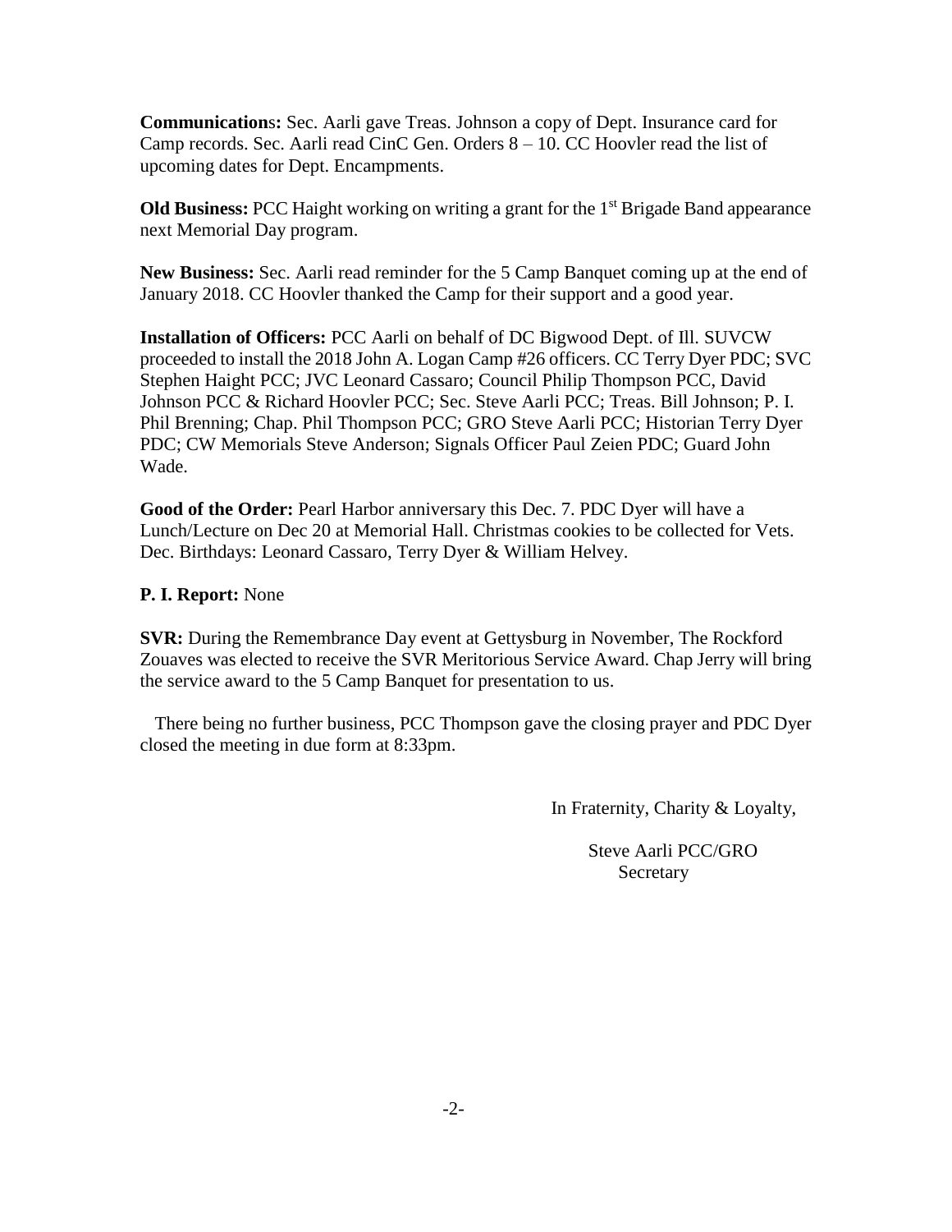**Communications:** Sec. Aarli gave Treas. Johnson a copy of Dept. Insurance card for Camp records. Sec. Aarli read CinC Gen. Orders 8 – 10. CC Hoovler read the list of upcoming dates for Dept. Encampments.

**Old Business:** PCC Haight working on writing a grant for the 1st Brigade Band appearance next Memorial Day program.

**New Business:** Sec. Aarli read reminder for the 5 Camp Banquet coming up at the end of January 2018. CC Hoovler thanked the Camp for their support and a good year.

**Installation of Officers:** PCC Aarli on behalf of DC Bigwood Dept. of Ill. SUVCW proceeded to install the 2018 John A. Logan Camp #26 officers. CC Terry Dyer PDC; SVC Stephen Haight PCC; JVC Leonard Cassaro; Council Philip Thompson PCC, David Johnson PCC & Richard Hoovler PCC; Sec. Steve Aarli PCC; Treas. Bill Johnson; P. I. Phil Brenning; Chap. Phil Thompson PCC; GRO Steve Aarli PCC; Historian Terry Dyer PDC; CW Memorials Steve Anderson; Signals Officer Paul Zeien PDC; Guard John Wade.

**Good of the Order:** Pearl Harbor anniversary this Dec. 7. PDC Dyer will have a Lunch/Lecture on Dec 20 at Memorial Hall. Christmas cookies to be collected for Vets. Dec. Birthdays: Leonard Cassaro, Terry Dyer & William Helvey.

**P. I. Report:** None

**SVR:** During the Remembrance Day event at Gettysburg in November, The Rockford Zouaves was elected to receive the SVR Meritorious Service Award. Chap Jerry will bring the service award to the 5 Camp Banquet for presentation to us.

There being no further business, PCC Thompson gave the closing prayer and PDC Dyer closed the meeting in due form at 8:33pm.

In Fraternity, Charity & Loyalty,

Steve Aarli PCC/GRO
Secretary